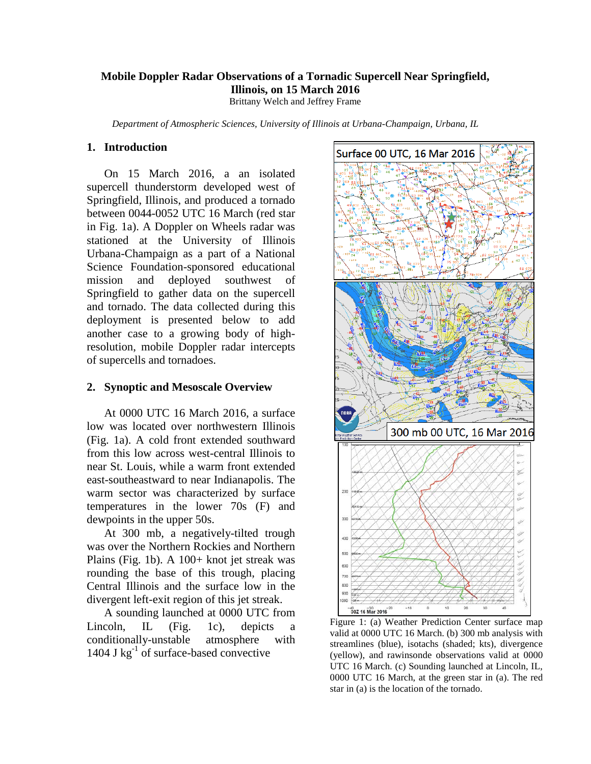# Mobile Doppler Radar Observations of a Tornadic Supercell Near Springfield, Illinois, on 15 March 2016

Brittany Welch and Jeffrey Frame

*Department of Atmospheric Sciences, University of Illinois at Urbana-Champaign, Urbana, IL*

## 1. Introduction

On 15 March 2016, a an isolated supercell thunderstorm developed west of Springfield, Illinois, and produced a tornado between 0044-0052 UTC 16 March (red star in Fig. 1a). A Doppler on Wheels radar was stationed at the University of Illinois Urbana-Champaign as a part of a National Science Foundation-sponsored educational mission and deployed southwest of Springfield to gather data on the supercell and tornado. The data collected during this deployment is presented below to add another case to a growing body of high-resolution, mobile Doppler radar intercepts of supercells and tornadoes.

## 2. Synoptic and Mesoscale Overview

At 0000 UTC 16 March 2016, a surface low was located over northwestern Illinois (Fig. 1a). A cold front extended southward from this low across west-central Illinois to near St. Louis, while a warm front extended east-southeastward to near Indianapolis. The warm sector was characterized by surface temperatures in the lower 70s (F) and dewpoints in the upper 50s.

At 300 mb, a negatively-tilted trough was over the Northern Rockies and Northern Plains (Fig. 1b). A 100+ knot jet streak was rounding the base of this trough, placing Central Illinois and the surface low in the divergent left-exit region of this jet streak.

A sounding launched at 0000 UTC from Lincoln, IL (Fig. 1c), depicts a conditionally-unstable atmosphere with 1404 J kg$^{-1}$ of surface-based convective

Figure 1: (a) Weather Prediction Center surface map valid at 0000 UTC 16 March. (b) 300 mb analysis with streamlines (blue), isotachs (shaded; kts), divergence (yellow), and rawinsonde observations valid at 0000 UTC 16 March. (c) Sounding launched at Lincoln, IL, 0000 UTC 16 March, at the green star in (a). The red star in (a) is the location of the tornado.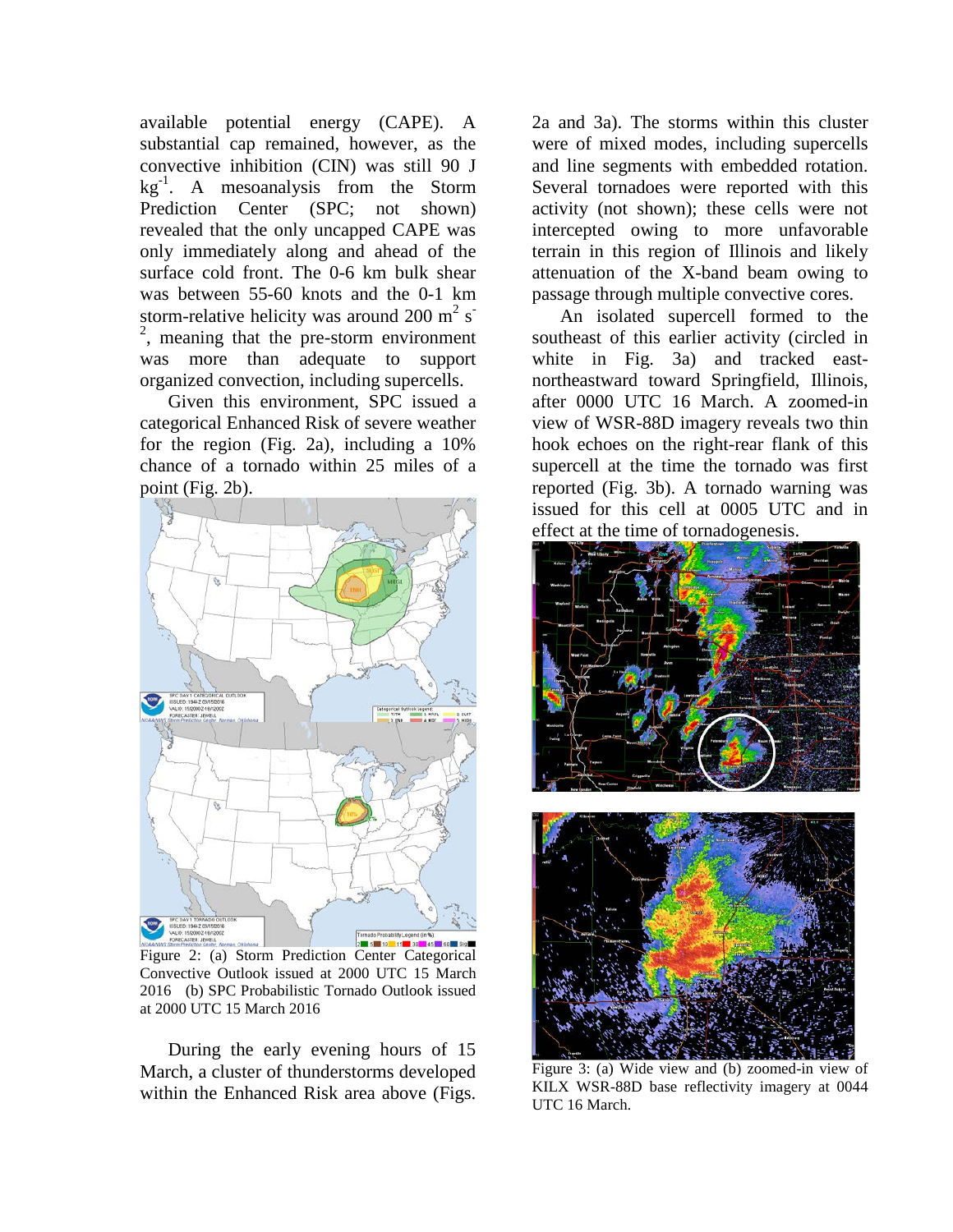available potential energy (CAPE). A substantial cap remained, however, as the convective inhibition (CIN) was still 90 J $kg^{-1}$. A mesoanalysis from the Storm Prediction Center (SPC; not shown) revealed that the only uncapped CAPE was only immediately along and ahead of the surface cold front. The 0-6 km bulk shear was between 55-60 knots and the 0-1 km storm-relative helicity was around 200 $m^2 s^{-2}$, meaning that the pre-storm environment was more than adequate to support organized convection, including supercells.

Given this environment, SPC issued a categorical Enhanced Risk of severe weather for the region (Fig. 2a), including a 10% chance of a tornado within 25 miles of a point (Fig. 2b).

Figure 2: (a) Storm Prediction Center Categorical Convective Outlook issued at 2000 UTC 15 March 2016 (b) SPC Probabilistic Tornado Outlook issued at 2000 UTC 15 March 2016

During the early evening hours of 15 March, a cluster of thunderstorms developed within the Enhanced Risk area above (Figs. 2a and 3a). The storms within this cluster were of mixed modes, including supercells and line segments with embedded rotation. Several tornadoes were reported with this activity (not shown); these cells were not intercepted owing to more unfavorable terrain in this region of Illinois and likely attenuation of the X-band beam owing to passage through multiple convective cores.

An isolated supercell formed to the southeast of this earlier activity (circled in white in Fig. 3a) and tracked east-northeastward toward Springfield, Illinois, after 0000 UTC 16 March. A zoomed-in view of WSR-88D imagery reveals two thin hook echoes on the right-rear flank of this supercell at the time the tornado was first reported (Fig. 3b). A tornado warning was issued for this cell at 0005 UTC and in effect at the time of tornadogenesis.

Figure 3: (a) Wide view and (b) zoomed-in view of KILX WSR-88D base reflectivity imagery at 0044 UTC 16 March.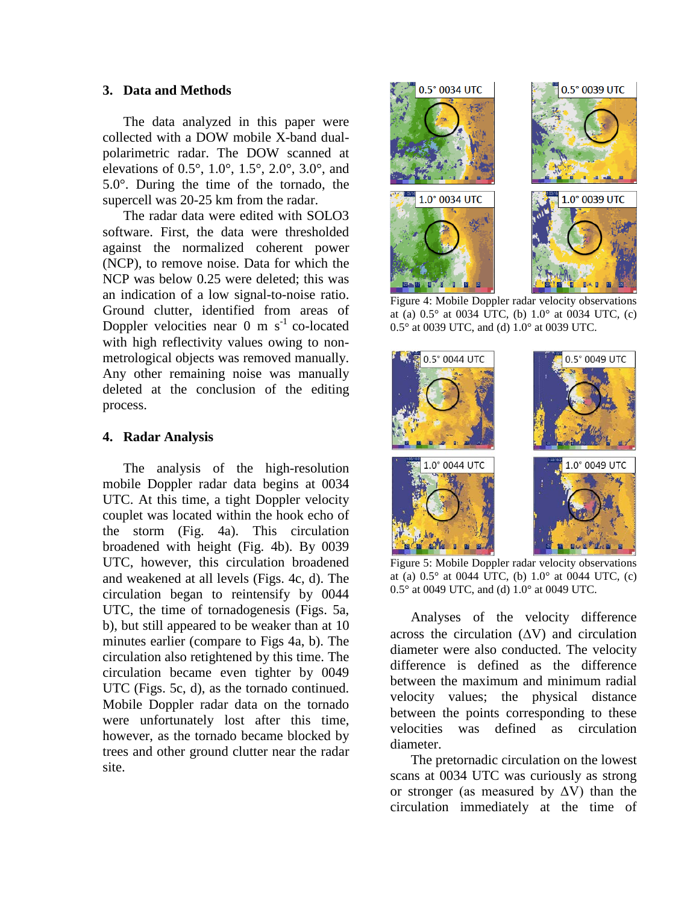## 3. Data and Methods

The data analyzed in this paper were collected with a DOW mobile X-band dual-polarimetric radar. The DOW scanned at elevations of 0.5°, 1.0°, 1.5°, 2.0°, 3.0°, and 5.0°. During the time of the tornado, the supercell was 20-25 km from the radar.

The radar data were edited with SOLO3 software. First, the data were thresholded against the normalized coherent power (NCP), to remove noise. Data for which the NCP was below 0.25 were deleted; this was an indication of a low signal-to-noise ratio. Ground clutter, identified from areas of Doppler velocities near 0 m $s^{-1}$ co-located with high reflectivity values owing to non-metrological objects was removed manually. Any other remaining noise was manually deleted at the conclusion of the editing process.

## 4. Radar Analysis

The analysis of the high-resolution mobile Doppler radar data begins at 0034 UTC. At this time, a tight Doppler velocity couplet was located within the hook echo of the storm (Fig. 4a). This circulation broadened with height (Fig. 4b). By 0039 UTC, however, this circulation broadened and weakened at all levels (Figs. 4c, d). The circulation began to reintensify by 0044 UTC, the time of tornadogenesis (Figs. 5a, b), but still appeared to be weaker than at 10 minutes earlier (compare to Figs 4a, b). The circulation also retightened by this time. The circulation became even tighter by 0049 UTC (Figs. 5c, d), as the tornado continued. Mobile Doppler radar data on the tornado were unfortunately lost after this time, however, as the tornado became blocked by trees and other ground clutter near the radar site.

Figure 4: Mobile Doppler radar velocity observations at (a) 0.5° at 0034 UTC, (b) 1.0° at 0034 UTC, (c) 0.5° at 0039 UTC, and (d) 1.0° at 0039 UTC.

Figure 5: Mobile Doppler radar velocity observations at (a) 0.5° at 0044 UTC, (b) 1.0° at 0044 UTC, (c) 0.5° at 0049 UTC, and (d) 1.0° at 0049 UTC.

Analyses of the velocity difference across the circulation (ΔV) and circulation diameter were also conducted. The velocity difference is defined as the difference between the maximum and minimum radial velocity values; the physical distance between the points corresponding to these velocities was defined as circulation diameter.

The pretornadic circulation on the lowest scans at 0034 UTC was curiously as strong or stronger (as measured by ΔV) than the circulation immediately at the time of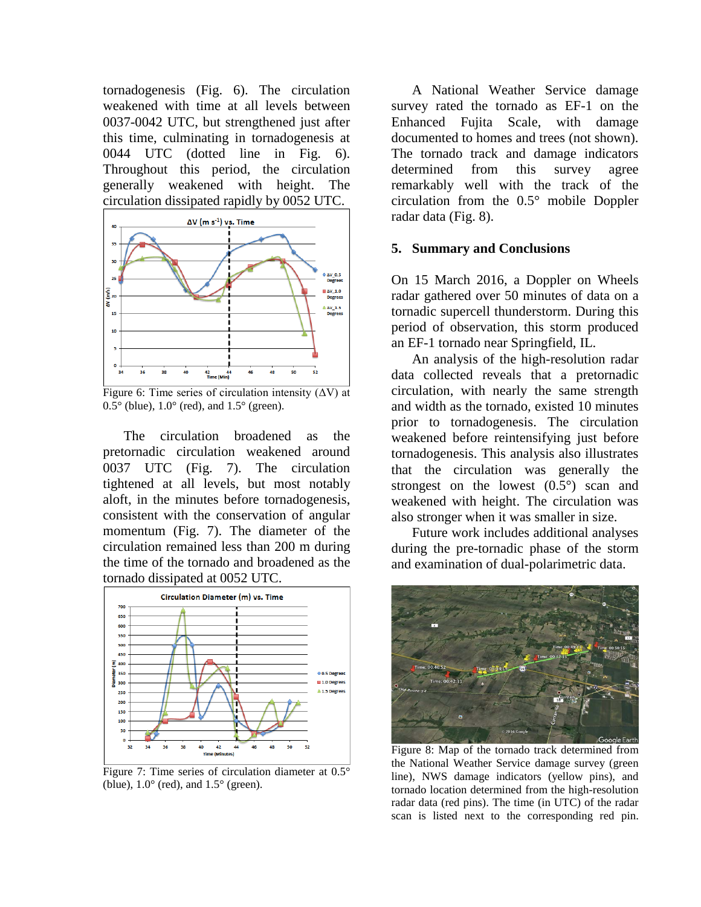tornadogenesis (Fig. 6). The circulation weakened with time at all levels between 0037-0042 UTC, but strengthened just after this time, culminating in tornadogenesis at 0044 UTC (dotted line in Fig. 6). Throughout this period, the circulation generally weakened with height. The circulation dissipated rapidly by 0052 UTC.

ΔV (m s$^{-1}$) vs. Time

ΔV (m/s)

40
35
30
25
20
15
10
5
0

34 36 38 40 42 44 46 48 50 52

Time (Min)

ΔV_0.5 Degrees
ΔV_1.0 Degrees
ΔV_1.5 Degrees

Figure 6: Time series of circulation intensity (ΔV) at 0.5° (blue), 1.0° (red), and 1.5° (green).

The circulation broadened as the pretornadic circulation weakened around 0037 UTC (Fig. 7). The circulation tightened at all levels, but most notably aloft, in the minutes before tornadogenesis, consistent with the conservation of angular momentum (Fig. 7). The diameter of the circulation remained less than 200 m during the time of the tornado and broadened as the tornado dissipated at 0052 UTC.

Circulation Diameter (m) vs. Time

Diameter (m)

700
650
600
550
500
450
400
350
300
250
200
150
100
50
0

32 34 36 38 40 42 44 46 48 50 52

Time (Minutes)

0.5 Degrees
1.0 Degrees
1.5 Degrees

Figure 7: Time series of circulation diameter at 0.5° (blue), 1.0° (red), and 1.5° (green).

A National Weather Service damage survey rated the tornado as EF-1 on the Enhanced Fujita Scale, with damage documented to homes and trees (not shown). The tornado track and damage indicators determined from this survey agree remarkably well with the track of the circulation from the 0.5° mobile Doppler radar data (Fig. 8).

## 5. Summary and Conclusions

On 15 March 2016, a Doppler on Wheels radar gathered over 50 minutes of data on a tornadic supercell thunderstorm. During this period of observation, this storm produced an EF-1 tornado near Springfield, IL.

An analysis of the high-resolution radar data collected reveals that a pretornadic circulation, with nearly the same strength and width as the tornado, existed 10 minutes prior to tornadogenesis. The circulation weakened before reintensifying just before tornadogenesis. This analysis also illustrates that the circulation was generally the strongest on the lowest (0.5°) scan and weakened with height. The circulation was also stronger when it was smaller in size.

Future work includes additional analyses during the pre-tornadic phase of the storm and examination of dual-polarimetric data.

Time: 00:40:52
Time: 00:42:33
Time: 00:44:14
Time: 00:49:14
Time: 00:49:33
Time: 00:50:55

Figure 8: Map of the tornado track determined from the National Weather Service damage survey (green line), NWS damage indicators (yellow pins), and tornado location determined from the high-resolution radar data (red pins). The time (in UTC) of the radar scan is listed next to the corresponding red pin.